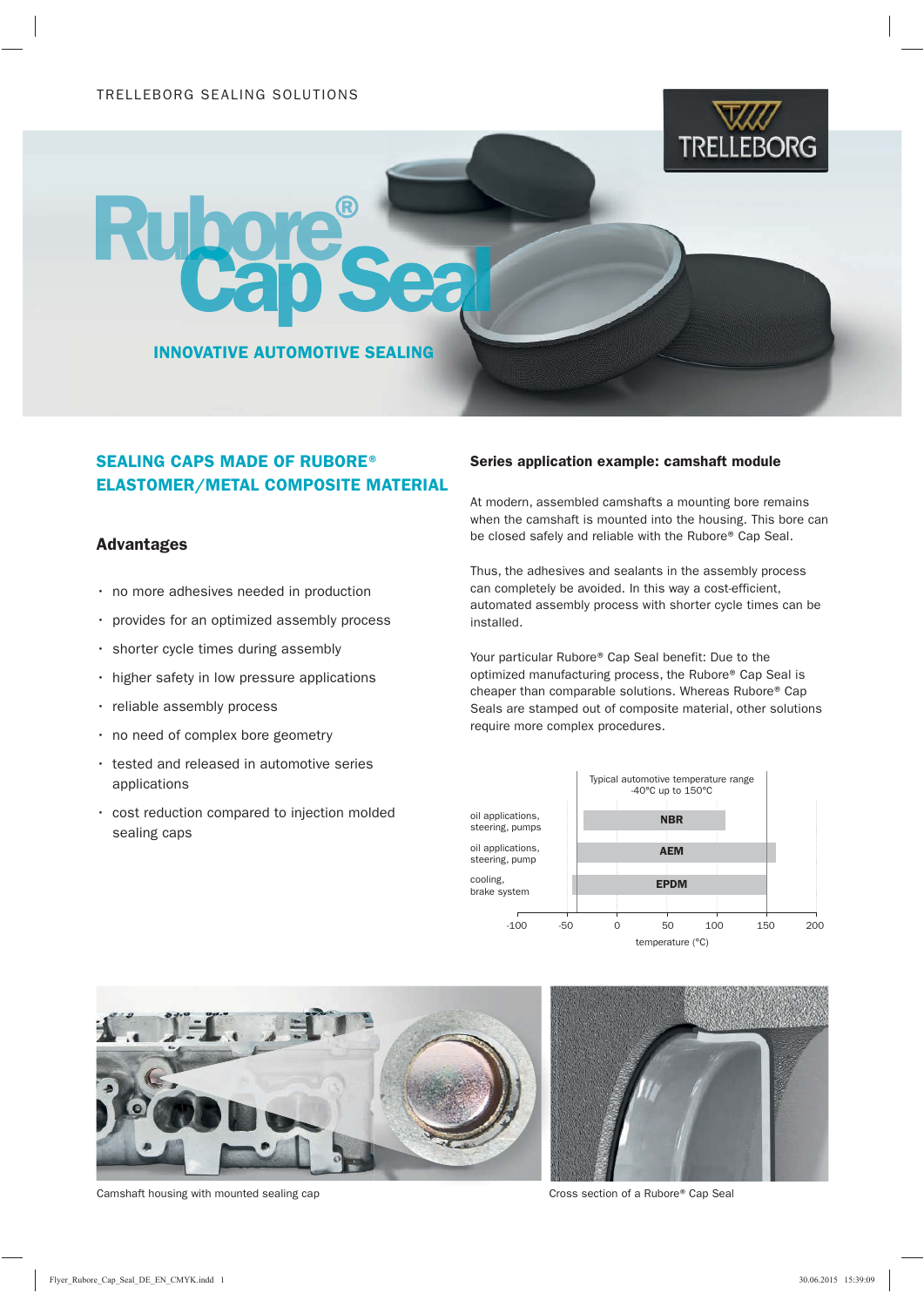TRELLEBORG SEALING SOLUTIONS

# Rubore® Cap Seal

INNOVATIVE AUTOMOTIVE SEALING

## SEALING CAPS MADE OF RUBORE® ELASTOMER/METAL COMPOSITE MATERIAL

### Advantages

- no more adhesives needed in production
- provides for an optimized assembly process
- shorter cycle times during assembly
- higher safety in low pressure applications
- reliable assembly process
- no need of complex bore geometry
- tested and released in automotive series applications
- cost reduction compared to injection molded sealing caps

### Series application example: camshaft module

At modern, assembled camshafts a mounting bore remains when the camshaft is mounted into the housing. This bore can be closed safely and reliable with the Rubore® Cap Seal.

Thus, the adhesives and sealants in the assembly process can completely be avoided. In this way a cost-efficient, automated assembly process with shorter cycle times can be installed.

Your particular Rubore® Cap Seal benefit: Due to the optimized manufacturing process, the Rubore® Cap Seal is cheaper than comparable solutions. Whereas Rubore® Cap Seals are stamped out of composite material, other solutions require more complex procedures.

Typical automotive temperature range -40°C up to 150°C

| Application | Material |
|---|---|
| oil applications, steering, pumps | NBR |
| oil applications, steering, pump | AEM |
| cooling, brake system | EPDM |

temperature (°C): -100, -50, 0, 50, 100, 150, 200

Camshaft housing with mounted sealing cap

Cross section of a Rubore® Cap Seal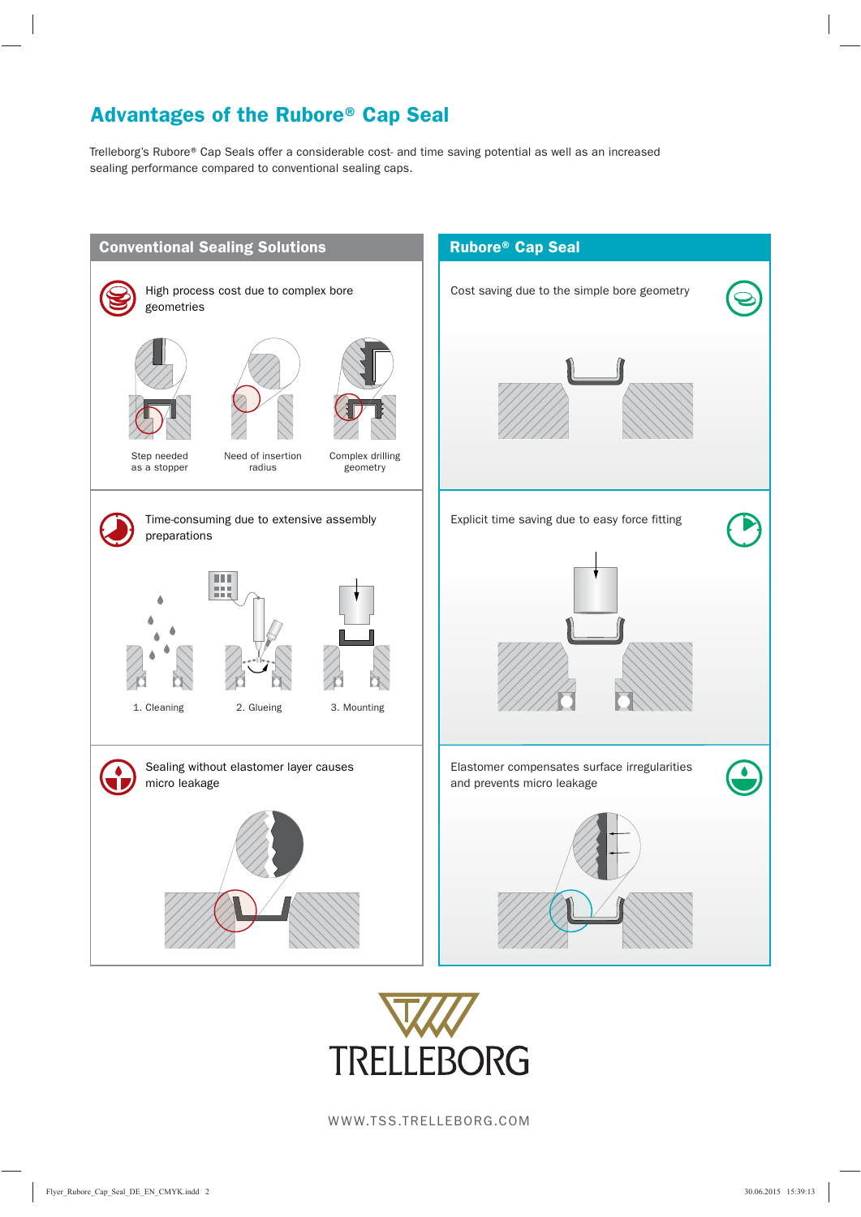## Advantages of the Rubore® Cap Seal

Trelleborg's Rubore® Cap Seals offer a considerable cost- and time saving potential as well as an increased sealing performance compared to conventional sealing caps.

### Conventional Sealing Solutions

High process cost due to complex bore geometries

Step needed as a stopper

Need of insertion radius

Complex drilling geometry

Time-consuming due to extensive assembly preparations

1. Cleaning

2. Glueing

3. Mounting

Sealing without elastomer layer causes micro leakage

### Rubore® Cap Seal

Cost saving due to the simple bore geometry

Explicit time saving due to easy force fitting

Elastomer compensates surface irregularities and prevents micro leakage

TRELLEBORG

WWW.TSS.TRELLEBORG.COM